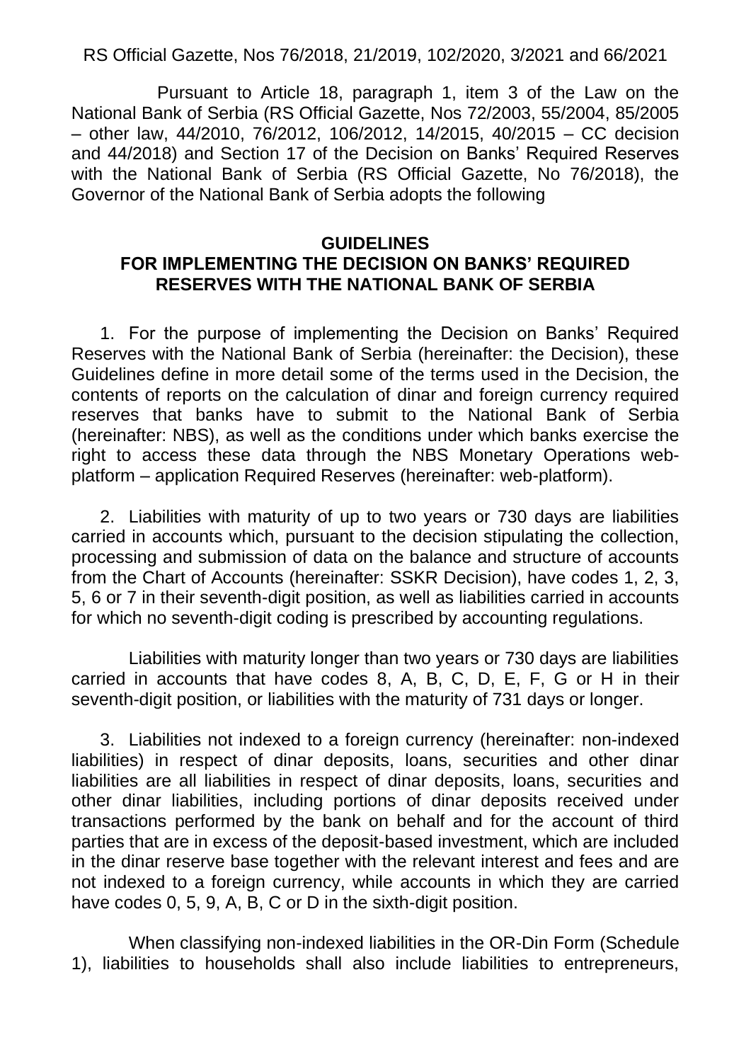RS Official Gazette, Nos 76/2018, 21/2019, 102/2020, 3/2021 and 66/2021

Pursuant to Article 18, paragraph 1, item 3 of the Law on the National Bank of Serbia (RS Official Gazette, Nos 72/2003, 55/2004, 85/2005 – other law, 44/2010, 76/2012, 106/2012, 14/2015, 40/2015 – CC decision and 44/2018) and Section 17 of the Decision on Banks' Required Reserves with the National Bank of Serbia (RS Official Gazette, No 76/2018), the Governor of the National Bank of Serbia adopts the following

# GUIDELINES
# FOR IMPLEMENTING THE DECISION ON BANKS' REQUIRED RESERVES WITH THE NATIONAL BANK OF SERBIA

1. For the purpose of implementing the Decision on Banks' Required Reserves with the National Bank of Serbia (hereinafter: the Decision), these Guidelines define in more detail some of the terms used in the Decision, the contents of reports on the calculation of dinar and foreign currency required reserves that banks have to submit to the National Bank of Serbia (hereinafter: NBS), as well as the conditions under which banks exercise the right to access these data through the NBS Monetary Operations web-platform – application Required Reserves (hereinafter: web-platform).

2. Liabilities with maturity of up to two years or 730 days are liabilities carried in accounts which, pursuant to the decision stipulating the collection, processing and submission of data on the balance and structure of accounts from the Chart of Accounts (hereinafter: SSKR Decision), have codes 1, 2, 3, 5, 6 or 7 in their seventh-digit position, as well as liabilities carried in accounts for which no seventh-digit coding is prescribed by accounting regulations.

Liabilities with maturity longer than two years or 730 days are liabilities carried in accounts that have codes 8, A, B, C, D, E, F, G or H in their seventh-digit position, or liabilities with the maturity of 731 days or longer.

3. Liabilities not indexed to a foreign currency (hereinafter: non-indexed liabilities) in respect of dinar deposits, loans, securities and other dinar liabilities are all liabilities in respect of dinar deposits, loans, securities and other dinar liabilities, including portions of dinar deposits received under transactions performed by the bank on behalf and for the account of third parties that are in excess of the deposit-based investment, which are included in the dinar reserve base together with the relevant interest and fees and are not indexed to a foreign currency, while accounts in which they are carried have codes 0, 5, 9, A, B, C or D in the sixth-digit position.

When classifying non-indexed liabilities in the OR-Din Form (Schedule 1), liabilities to households shall also include liabilities to entrepreneurs,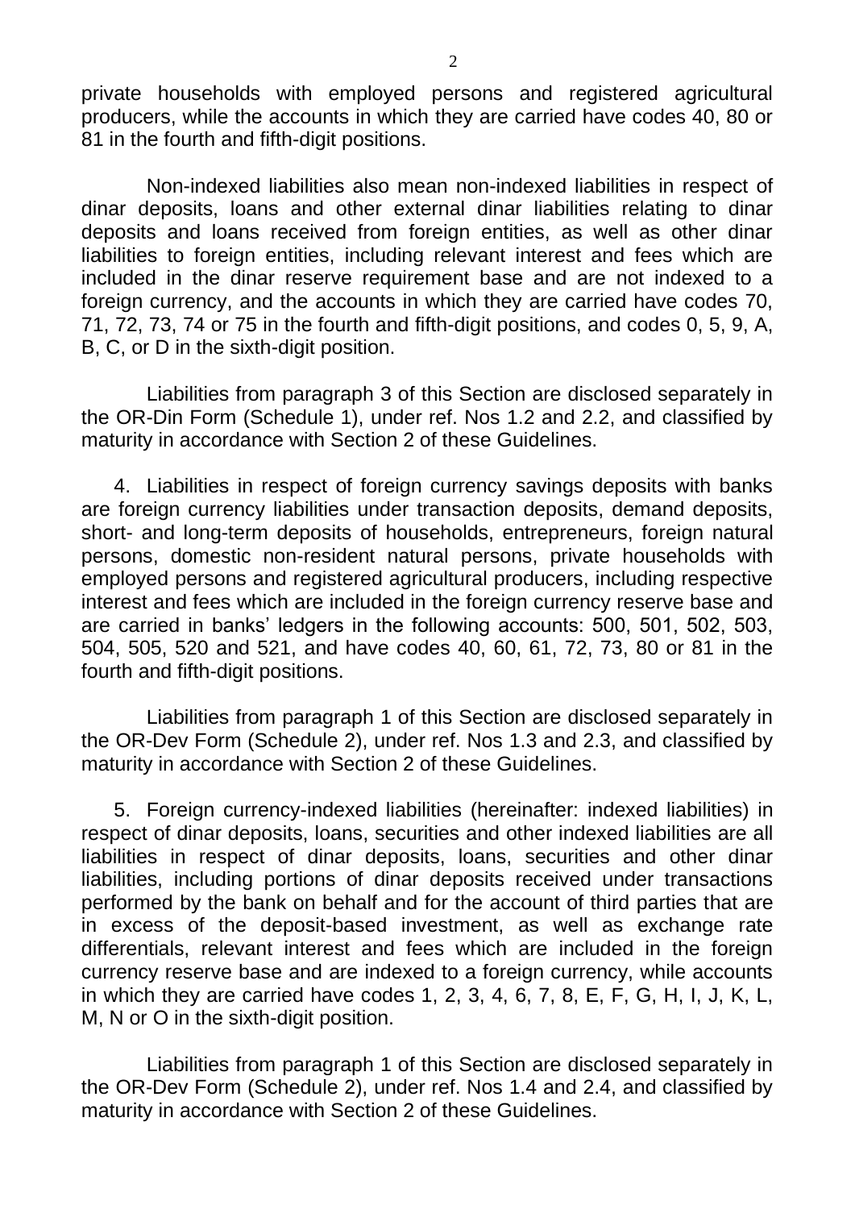private households with employed persons and registered agricultural producers, while the accounts in which they are carried have codes 40, 80 or 81 in the fourth and fifth-digit positions.

Non-indexed liabilities also mean non-indexed liabilities in respect of dinar deposits, loans and other external dinar liabilities relating to dinar deposits and loans received from foreign entities, as well as other dinar liabilities to foreign entities, including relevant interest and fees which are included in the dinar reserve requirement base and are not indexed to a foreign currency, and the accounts in which they are carried have codes 70, 71, 72, 73, 74 or 75 in the fourth and fifth-digit positions, and codes 0, 5, 9, A, B, C, or D in the sixth-digit position.

Liabilities from paragraph 3 of this Section are disclosed separately in the OR-Din Form (Schedule 1), under ref. Nos 1.2 and 2.2, and classified by maturity in accordance with Section 2 of these Guidelines.

4. Liabilities in respect of foreign currency savings deposits with banks are foreign currency liabilities under transaction deposits, demand deposits, short- and long-term deposits of households, entrepreneurs, foreign natural persons, domestic non-resident natural persons, private households with employed persons and registered agricultural producers, including respective interest and fees which are included in the foreign currency reserve base and are carried in banks' ledgers in the following accounts: 500, 501, 502, 503, 504, 505, 520 and 521, and have codes 40, 60, 61, 72, 73, 80 or 81 in the fourth and fifth-digit positions.

Liabilities from paragraph 1 of this Section are disclosed separately in the OR-Dev Form (Schedule 2), under ref. Nos 1.3 and 2.3, and classified by maturity in accordance with Section 2 of these Guidelines.

5. Foreign currency-indexed liabilities (hereinafter: indexed liabilities) in respect of dinar deposits, loans, securities and other indexed liabilities are all liabilities in respect of dinar deposits, loans, securities and other dinar liabilities, including portions of dinar deposits received under transactions performed by the bank on behalf and for the account of third parties that are in excess of the deposit-based investment, as well as exchange rate differentials, relevant interest and fees which are included in the foreign currency reserve base and are indexed to a foreign currency, while accounts in which they are carried have codes 1, 2, 3, 4, 6, 7, 8, E, F, G, H, I, J, K, L, M, N or O in the sixth-digit position.

Liabilities from paragraph 1 of this Section are disclosed separately in the OR-Dev Form (Schedule 2), under ref. Nos 1.4 and 2.4, and classified by maturity in accordance with Section 2 of these Guidelines.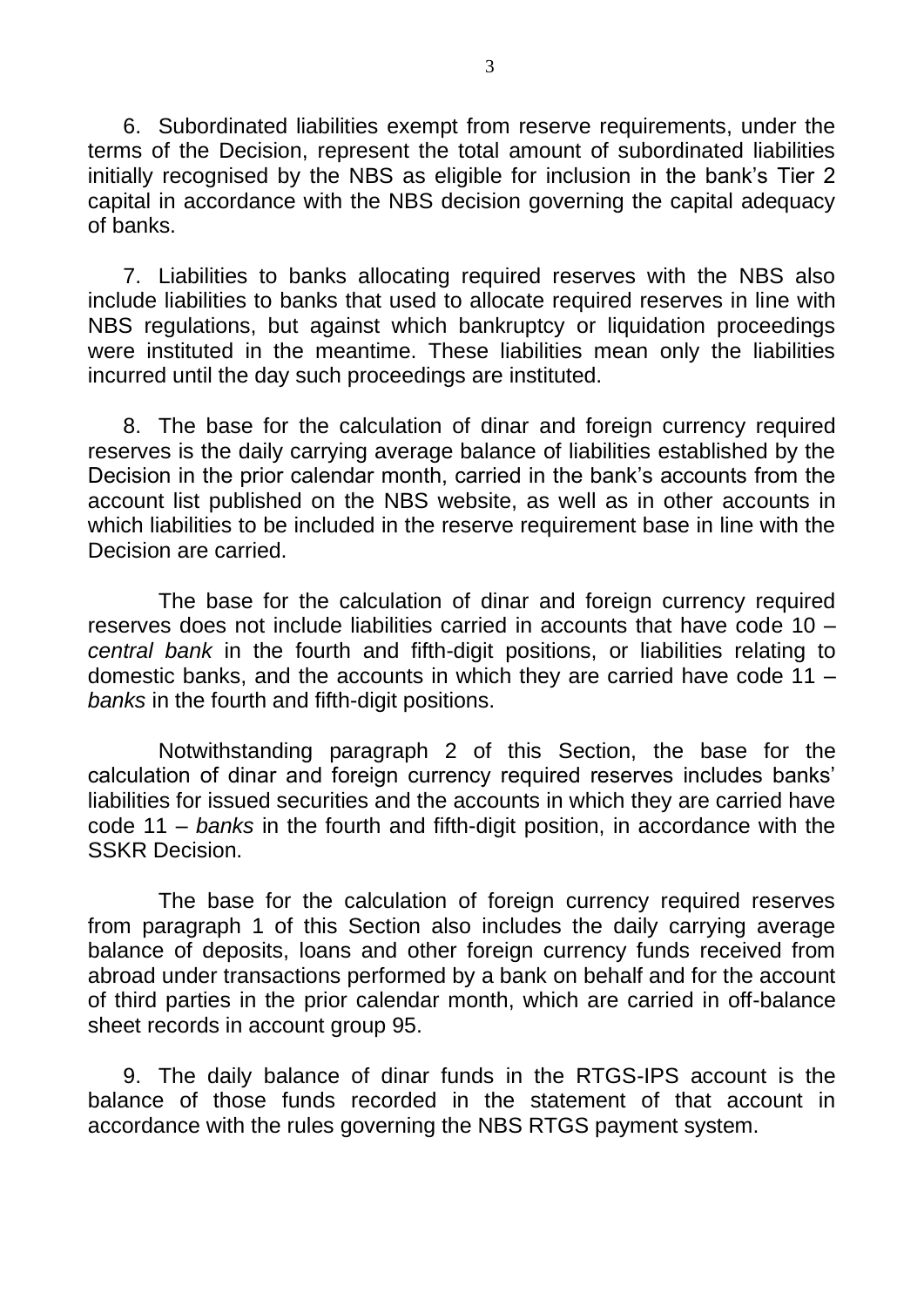6. Subordinated liabilities exempt from reserve requirements, under the terms of the Decision, represent the total amount of subordinated liabilities initially recognised by the NBS as eligible for inclusion in the bank's Tier 2 capital in accordance with the NBS decision governing the capital adequacy of banks.

7. Liabilities to banks allocating required reserves with the NBS also include liabilities to banks that used to allocate required reserves in line with NBS regulations, but against which bankruptcy or liquidation proceedings were instituted in the meantime. These liabilities mean only the liabilities incurred until the day such proceedings are instituted.

8. The base for the calculation of dinar and foreign currency required reserves is the daily carrying average balance of liabilities established by the Decision in the prior calendar month, carried in the bank's accounts from the account list published on the NBS website, as well as in other accounts in which liabilities to be included in the reserve requirement base in line with the Decision are carried.

The base for the calculation of dinar and foreign currency required reserves does not include liabilities carried in accounts that have code 10 – *central bank* in the fourth and fifth-digit positions, or liabilities relating to domestic banks, and the accounts in which they are carried have code 11 – *banks* in the fourth and fifth-digit positions.

Notwithstanding paragraph 2 of this Section, the base for the calculation of dinar and foreign currency required reserves includes banks' liabilities for issued securities and the accounts in which they are carried have code 11 – *banks* in the fourth and fifth-digit position, in accordance with the SSKR Decision.

The base for the calculation of foreign currency required reserves from paragraph 1 of this Section also includes the daily carrying average balance of deposits, loans and other foreign currency funds received from abroad under transactions performed by a bank on behalf and for the account of third parties in the prior calendar month, which are carried in off-balance sheet records in account group 95.

9. The daily balance of dinar funds in the RTGS-IPS account is the balance of those funds recorded in the statement of that account in accordance with the rules governing the NBS RTGS payment system.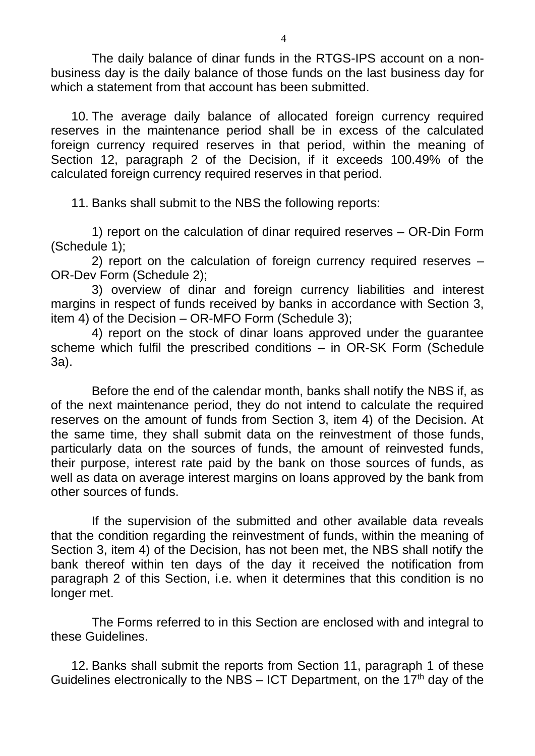The daily balance of dinar funds in the RTGS-IPS account on a non-business day is the daily balance of those funds on the last business day for which a statement from that account has been submitted.

10. The average daily balance of allocated foreign currency required reserves in the maintenance period shall be in excess of the calculated foreign currency required reserves in that period, within the meaning of Section 12, paragraph 2 of the Decision, if it exceeds 100.49% of the calculated foreign currency required reserves in that period.

11. Banks shall submit to the NBS the following reports:

1) report on the calculation of dinar required reserves – OR-Din Form (Schedule 1);

2) report on the calculation of foreign currency required reserves – OR-Dev Form (Schedule 2);

3) overview of dinar and foreign currency liabilities and interest margins in respect of funds received by banks in accordance with Section 3, item 4) of the Decision – OR-MFO Form (Schedule 3);

4) report on the stock of dinar loans approved under the guarantee scheme which fulfil the prescribed conditions – in OR-SK Form (Schedule 3a).

Before the end of the calendar month, banks shall notify the NBS if, as of the next maintenance period, they do not intend to calculate the required reserves on the amount of funds from Section 3, item 4) of the Decision. At the same time, they shall submit data on the reinvestment of those funds, particularly data on the sources of funds, the amount of reinvested funds, their purpose, interest rate paid by the bank on those sources of funds, as well as data on average interest margins on loans approved by the bank from other sources of funds.

If the supervision of the submitted and other available data reveals that the condition regarding the reinvestment of funds, within the meaning of Section 3, item 4) of the Decision, has not been met, the NBS shall notify the bank thereof within ten days of the day it received the notification from paragraph 2 of this Section, i.e. when it determines that this condition is no longer met.

The Forms referred to in this Section are enclosed with and integral to these Guidelines.

12. Banks shall submit the reports from Section 11, paragraph 1 of these Guidelines electronically to the NBS – ICT Department, on the 17th day of the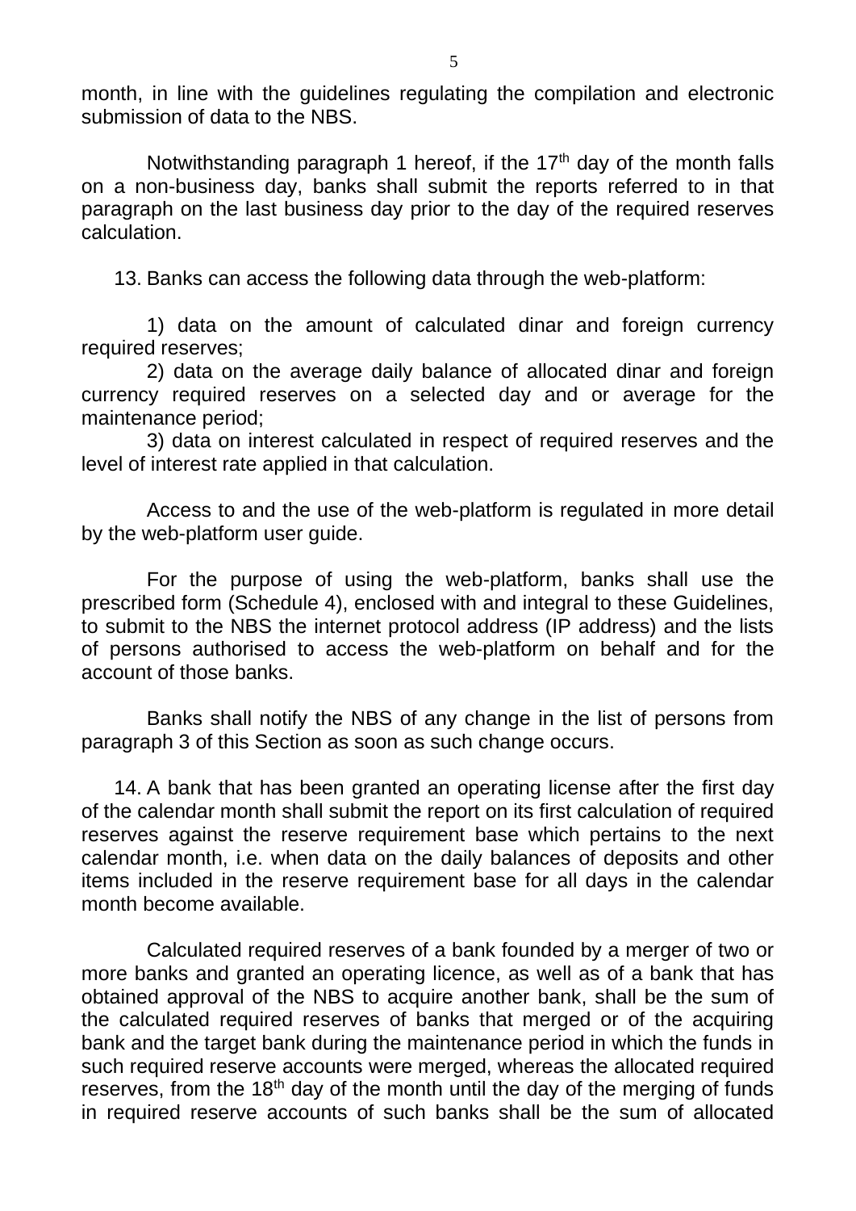month, in line with the guidelines regulating the compilation and electronic submission of data to the NBS.

Notwithstanding paragraph 1 hereof, if the 17th day of the month falls on a non-business day, banks shall submit the reports referred to in that paragraph on the last business day prior to the day of the required reserves calculation.

13. Banks can access the following data through the web-platform:

1) data on the amount of calculated dinar and foreign currency required reserves;
2) data on the average daily balance of allocated dinar and foreign currency required reserves on a selected day and or average for the maintenance period;
3) data on interest calculated in respect of required reserves and the level of interest rate applied in that calculation.

Access to and the use of the web-platform is regulated in more detail by the web-platform user guide.

For the purpose of using the web-platform, banks shall use the prescribed form (Schedule 4), enclosed with and integral to these Guidelines, to submit to the NBS the internet protocol address (IP address) and the lists of persons authorised to access the web-platform on behalf and for the account of those banks.

Banks shall notify the NBS of any change in the list of persons from paragraph 3 of this Section as soon as such change occurs.

14. A bank that has been granted an operating license after the first day of the calendar month shall submit the report on its first calculation of required reserves against the reserve requirement base which pertains to the next calendar month, i.e. when data on the daily balances of deposits and other items included in the reserve requirement base for all days in the calendar month become available.

Calculated required reserves of a bank founded by a merger of two or more banks and granted an operating licence, as well as of a bank that has obtained approval of the NBS to acquire another bank, shall be the sum of the calculated required reserves of banks that merged or of the acquiring bank and the target bank during the maintenance period in which the funds in such required reserve accounts were merged, whereas the allocated required reserves, from the 18th day of the month until the day of the merging of funds in required reserve accounts of such banks shall be the sum of allocated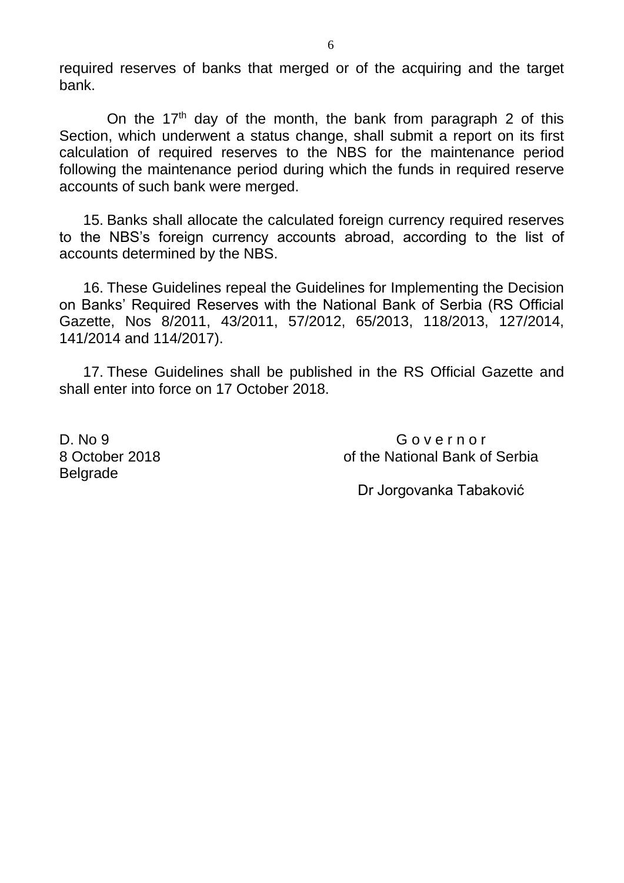required reserves of banks that merged or of the acquiring and the target bank.

On the 17th day of the month, the bank from paragraph 2 of this Section, which underwent a status change, shall submit a report on its first calculation of required reserves to the NBS for the maintenance period following the maintenance period during which the funds in required reserve accounts of such bank were merged.

15. Banks shall allocate the calculated foreign currency required reserves to the NBS's foreign currency accounts abroad, according to the list of accounts determined by the NBS.

16. These Guidelines repeal the Guidelines for Implementing the Decision on Banks' Required Reserves with the National Bank of Serbia (RS Official Gazette, Nos 8/2011, 43/2011, 57/2012, 65/2013, 118/2013, 127/2014, 141/2014 and 114/2017).

17. These Guidelines shall be published in the RS Official Gazette and shall enter into force on 17 October 2018.

D. No 9
8 October 2018
Belgrade

G o v e r n o r
of the National Bank of Serbia

Dr Jorgovanka Tabaković